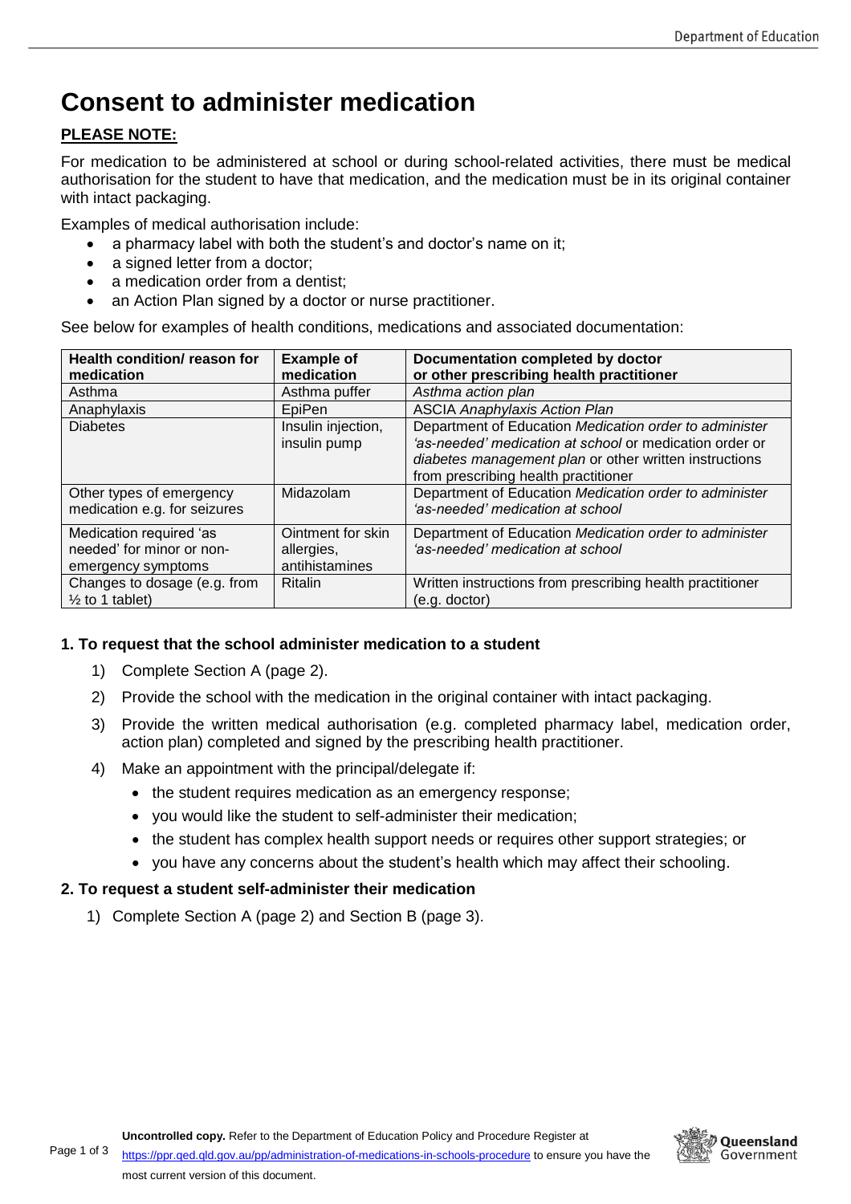# Consent to administer medication

**PLEASE NOTE:**

For medication to be administered at school or during school-related activities, there must be medical authorisation for the student to have that medication, and the medication must be in its original container with intact packaging.

Examples of medical authorisation include:

- a pharmacy label with both the student's and doctor's name on it;
- a signed letter from a doctor;
- a medication order from a dentist;
- an Action Plan signed by a doctor or nurse practitioner.

See below for examples of health conditions, medications and associated documentation:

| Health condition/ reason for medication | Example of medication | Documentation completed by doctor or other prescribing health practitioner |
|---|---|---|
| Asthma | Asthma puffer | *Asthma action plan* |
| Anaphylaxis | EpiPen | ASCIA *Anaphylaxis Action Plan* |
| Diabetes | Insulin injection, insulin pump | Department of Education *Medication order to administer 'as-needed' medication at school* or medication order or *diabetes management plan* or other written instructions from prescribing health practitioner |
| Other types of emergency medication e.g. for seizures | Midazolam | Department of Education *Medication order to administer 'as-needed' medication at school* |
| Medication required 'as needed' for minor or non-emergency symptoms | Ointment for skin allergies, antihistamines | Department of Education *Medication order to administer 'as-needed' medication at school* |
| Changes to dosage (e.g. from ½ to 1 tablet) | Ritalin | Written instructions from prescribing health practitioner (e.g. doctor) |

### 1. To request that the school administer medication to a student

1) Complete Section A (page 2).
2) Provide the school with the medication in the original container with intact packaging.
3) Provide the written medical authorisation (e.g. completed pharmacy label, medication order, action plan) completed and signed by the prescribing health practitioner.
4) Make an appointment with the principal/delegate if:
   - the student requires medication as an emergency response;
   - you would like the student to self-administer their medication;
   - the student has complex health support needs or requires other support strategies; or
   - you have any concerns about the student's health which may affect their schooling.

### 2. To request a student self-administer their medication

1) Complete Section A (page 2) and Section B (page 3).

**Uncontrolled copy.** Refer to the Department of Education Policy and Procedure Register at https://ppr.qed.qld.gov.au/pp/administration-of-medications-in-schools-procedure to ensure you have the most current version of this document.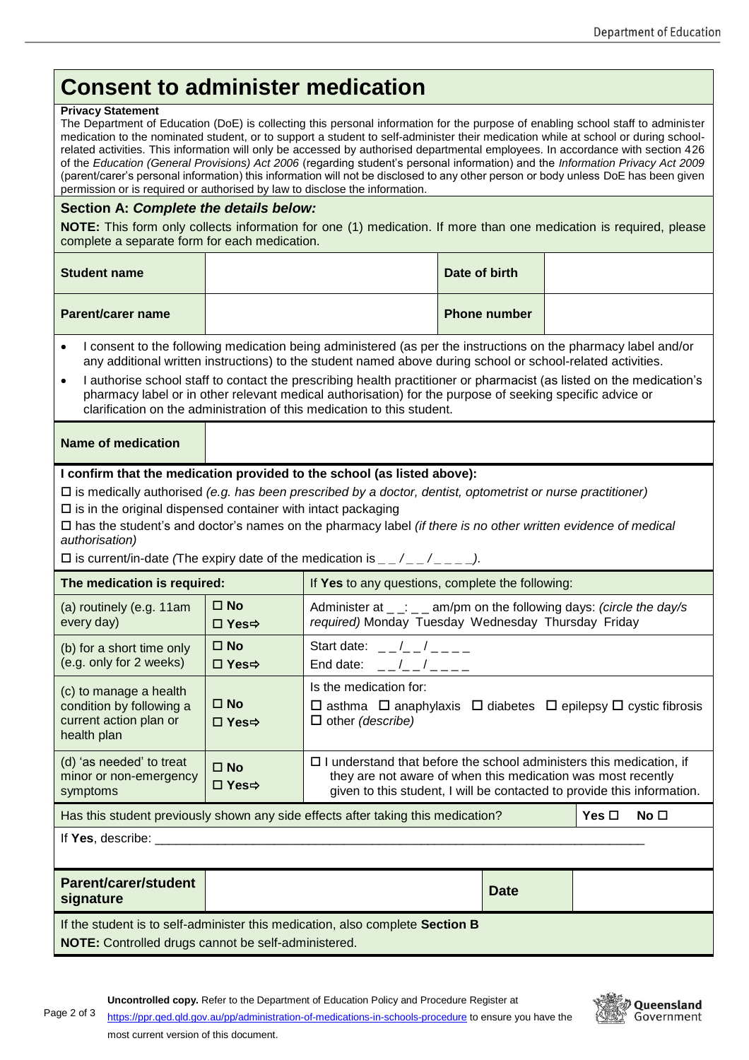# Consent to administer medication

**Privacy Statement**

The Department of Education (DoE) is collecting this personal information for the purpose of enabling school staff to administer medication to the nominated student, or to support a student to self-administer their medication while at school or during school-related activities. This information will only be accessed by authorised departmental employees. In accordance with section 426 of the *Education (General Provisions) Act 2006* (regarding student's personal information) and the *Information Privacy Act 2009* (parent/carer's personal information) this information will not be disclosed to any other person or body unless DoE has been given permission or is required or authorised by law to disclose the information.

## Section A: *Complete the details below:*

**NOTE:** This form only collects information for one (1) medication. If more than one medication is required, please complete a separate form for each medication.

| **Student name** | | **Date of birth** | |
|---|---|---|---|
| **Parent/carer name** | | **Phone number** | |

- I consent to the following medication being administered (as per the instructions on the pharmacy label and/or any additional written instructions) to the student named above during school or school-related activities.
- I authorise school staff to contact the prescribing health practitioner or pharmacist (as listed on the medication's pharmacy label or in other relevant medical authorisation) for the purpose of seeking specific advice or clarification on the administration of this medication to this student.

| **Name of medication** | |
|---|---|

**I confirm that the medication provided to the school (as listed above):**

☐ is medically authorised *(e.g. has been prescribed by a doctor, dentist, optometrist or nurse practitioner)*
☐ is in the original dispensed container with intact packaging
☐ has the student's and doctor's names on the pharmacy label *(if there is no other written evidence of medical authorisation)*
☐ is current/in-date *(*The expiry date of the medication is _ _ / _ _ / _ _ _ _*).*

| **The medication is required:** | | If **Yes** to any questions, complete the following: |
|---|---|---|
| (a) routinely (e.g. 11am every day) | ☐ **No** ☐ **Yes⇨** | Administer at _ _: _ _ am/pm on the following days: *(circle the day/s required)* Monday Tuesday Wednesday Thursday Friday |
| (b) for a short time only (e.g. only for 2 weeks) | ☐ **No** ☐ **Yes⇨** | Start date: _ _/_ _/_ _ _ _ End date: _ _/_ _/_ _ _ _ |
| (c) to manage a health condition by following a current action plan or health plan | ☐ **No** ☐ **Yes⇨** | Is the medication for: ☐ asthma ☐ anaphylaxis ☐ diabetes ☐ epilepsy ☐ cystic fibrosis ☐ other *(describe)* |
| (d) 'as needed' to treat minor or non-emergency symptoms | ☐ **No** ☐ **Yes⇨** | ☐ I understand that before the school administers this medication, if they are not aware of when this medication was most recently given to this student, I will be contacted to provide this information. |

Has this student previously shown any side effects after taking this medication? **Yes** ☐ **No** ☐

If **Yes**, describe: ______________________________________________________________________

| **Parent/carer/student signature** | | **Date** | |
|---|---|---|---|

If the student is to self-administer this medication, also complete **Section B**

**NOTE:** Controlled drugs cannot be self-administered.

**Uncontrolled copy.** Refer to the Department of Education Policy and Procedure Register at https://ppr.qed.qld.gov.au/pp/administration-of-medications-in-schools-procedure to ensure you have the most current version of this document.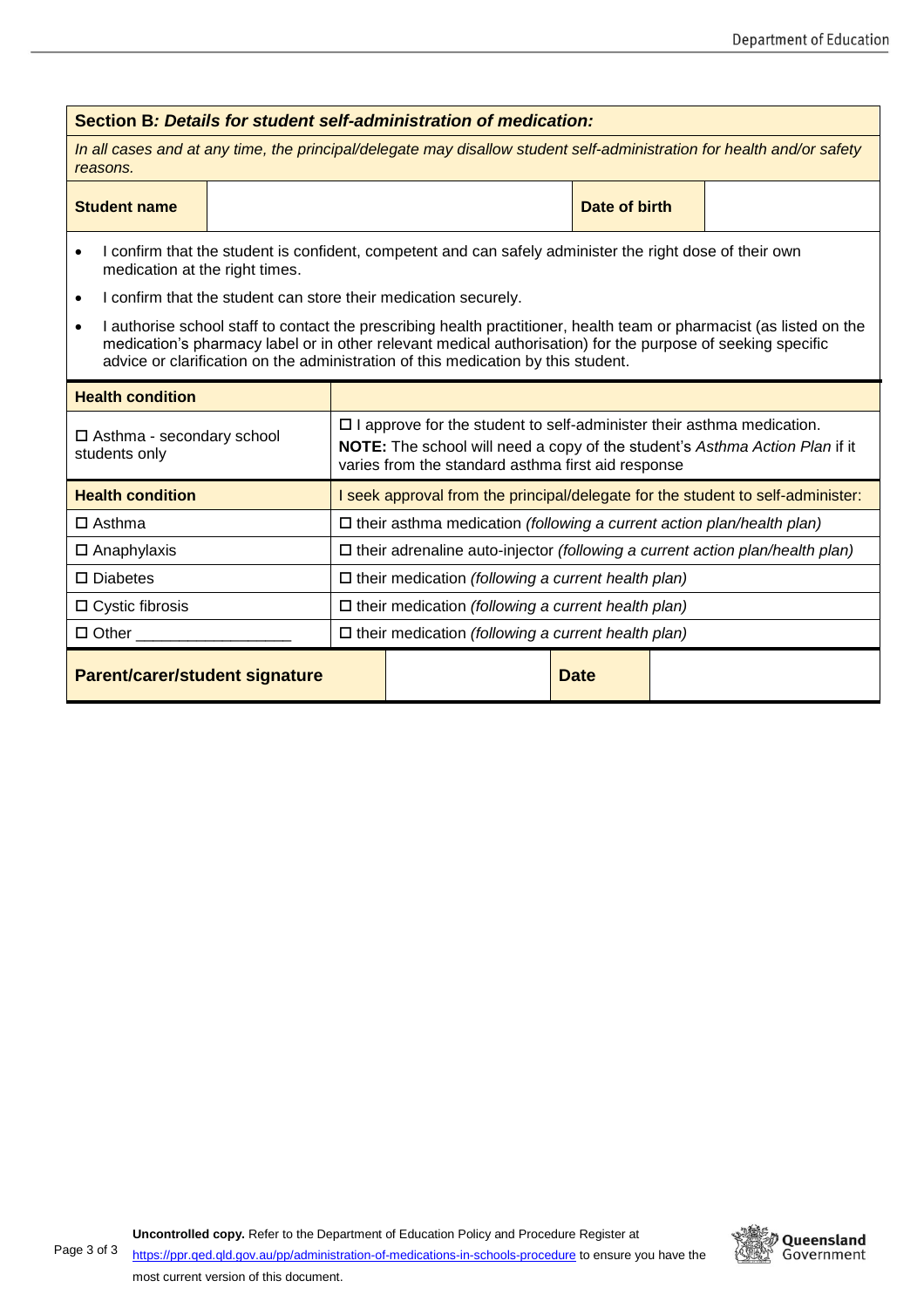## Section B*: Details for student self-administration of medication:*

*In all cases and at any time, the principal/delegate may disallow student self-administration for health and/or safety reasons.*

| | | | |
|---|---|---|---|
| **Student name** | | **Date of birth** | |

- I confirm that the student is confident, competent and can safely administer the right dose of their own medication at the right times.
- I confirm that the student can store their medication securely.
- I authorise school staff to contact the prescribing health practitioner, health team or pharmacist (as listed on the medication's pharmacy label or in other relevant medical authorisation) for the purpose of seeking specific advice or clarification on the administration of this medication by this student.

| **Health condition** | |
|---|---|
| ☐ Asthma - secondary school students only | ☐ I approve for the student to self-administer their asthma medication.<br>**NOTE:** The school will need a copy of the student's *Asthma Action Plan* if it varies from the standard asthma first aid response |
| **Health condition** | I seek approval from the principal/delegate for the student to self-administer: |
| ☐ Asthma | ☐ their asthma medication *(following a current action plan/health plan)* |
| ☐ Anaphylaxis | ☐ their adrenaline auto-injector *(following a current action plan/health plan)* |
| ☐ Diabetes | ☐ their medication *(following a current health plan)* |
| ☐ Cystic fibrosis | ☐ their medication *(following a current health plan)* |
| ☐ Other _________________ | ☐ their medication *(following a current health plan)* |

| | | | |
|---|---|---|---|
| **Parent/carer/student signature** | | **Date** | |

**Uncontrolled copy.** Refer to the Department of Education Policy and Procedure Register at https://ppr.qed.qld.gov.au/pp/administration-of-medications-in-schools-procedure to ensure you have the most current version of this document.